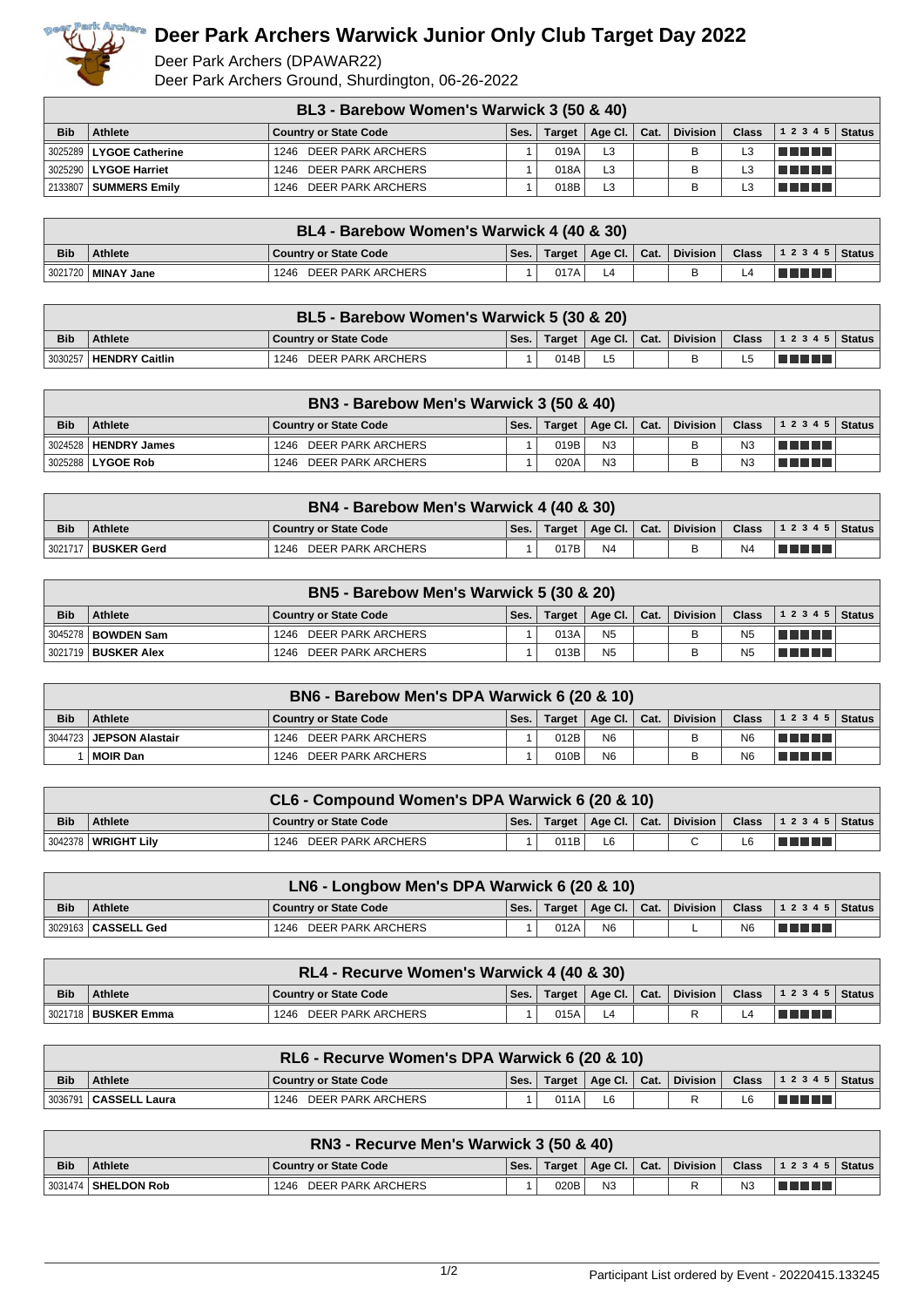# Deer Park Archers Warwick Junior Only Club Target Day 2022

Deer Park Archers (DPAWAR22)
Deer Park Archers Ground, Shurdington, 06-26-2022

| BL3 - Barebow Women's Warwick 3 (50 & 40) | | | | | | | | | | | |
|---|---|---|---|---|---|---|---|---|---|---|---|
| **Bib** | **Athlete** | **Country or State Code** | **Ses.** | **Target** | **Age Cl.** | **Cat.** | **Division** | **Class** | **1 2 3 4 5** | **Status** |
| 3025289 | **LYGOE Catherine** | 1246 DEER PARK ARCHERS | 1 | 019A | L3 | | B | L3 | | |
| 3025290 | **LYGOE Harriet** | 1246 DEER PARK ARCHERS | 1 | 018A | L3 | | B | L3 | | |
| 2133807 | **SUMMERS Emily** | 1246 DEER PARK ARCHERS | 1 | 018B | L3 | | B | L3 | | |

| BL4 - Barebow Women's Warwick 4 (40 & 30) | | | | | | | | | | |
|---|---|---|---|---|---|---|---|---|---|---|
| **Bib** | **Athlete** | **Country or State Code** | **Ses.** | **Target** | **Age Cl.** | **Cat.** | **Division** | **Class** | **1 2 3 4 5** | **Status** |
| 3021720 | **MINAY Jane** | 1246 DEER PARK ARCHERS | 1 | 017A | L4 | | B | L4 | | |

| BL5 - Barebow Women's Warwick 5 (30 & 20) | | | | | | | | | | |
|---|---|---|---|---|---|---|---|---|---|---|
| **Bib** | **Athlete** | **Country or State Code** | **Ses.** | **Target** | **Age Cl.** | **Cat.** | **Division** | **Class** | **1 2 3 4 5** | **Status** |
| 3030257 | **HENDRY Caitlin** | 1246 DEER PARK ARCHERS | 1 | 014B | L5 | | B | L5 | | |

| BN3 - Barebow Men's Warwick 3 (50 & 40) | | | | | | | | | | |
|---|---|---|---|---|---|---|---|---|---|---|
| **Bib** | **Athlete** | **Country or State Code** | **Ses.** | **Target** | **Age Cl.** | **Cat.** | **Division** | **Class** | **1 2 3 4 5** | **Status** |
| 3024528 | **HENDRY James** | 1246 DEER PARK ARCHERS | 1 | 019B | N3 | | B | N3 | | |
| 3025288 | **LYGOE Rob** | 1246 DEER PARK ARCHERS | 1 | 020A | N3 | | B | N3 | | |

| BN4 - Barebow Men's Warwick 4 (40 & 30) | | | | | | | | | | |
|---|---|---|---|---|---|---|---|---|---|---|
| **Bib** | **Athlete** | **Country or State Code** | **Ses.** | **Target** | **Age Cl.** | **Cat.** | **Division** | **Class** | **1 2 3 4 5** | **Status** |
| 3021717 | **BUSKER Gerd** | 1246 DEER PARK ARCHERS | 1 | 017B | N4 | | B | N4 | | |

| BN5 - Barebow Men's Warwick 5 (30 & 20) | | | | | | | | | | |
|---|---|---|---|---|---|---|---|---|---|---|
| **Bib** | **Athlete** | **Country or State Code** | **Ses.** | **Target** | **Age Cl.** | **Cat.** | **Division** | **Class** | **1 2 3 4 5** | **Status** |
| 3045278 | **BOWDEN Sam** | 1246 DEER PARK ARCHERS | 1 | 013A | N5 | | B | N5 | | |
| 3021719 | **BUSKER Alex** | 1246 DEER PARK ARCHERS | 1 | 013B | N5 | | B | N5 | | |

| BN6 - Barebow Men's DPA Warwick 6 (20 & 10) | | | | | | | | | | |
|---|---|---|---|---|---|---|---|---|---|---|
| **Bib** | **Athlete** | **Country or State Code** | **Ses.** | **Target** | **Age Cl.** | **Cat.** | **Division** | **Class** | **1 2 3 4 5** | **Status** |
| 3044723 | **JEPSON Alastair** | 1246 DEER PARK ARCHERS | 1 | 012B | N6 | | B | N6 | | |
| 1 | **MOIR Dan** | 1246 DEER PARK ARCHERS | 1 | 010B | N6 | | B | N6 | | |

| CL6 - Compound Women's DPA Warwick 6 (20 & 10) | | | | | | | | | | |
|---|---|---|---|---|---|---|---|---|---|---|
| **Bib** | **Athlete** | **Country or State Code** | **Ses.** | **Target** | **Age Cl.** | **Cat.** | **Division** | **Class** | **1 2 3 4 5** | **Status** |
| 3042378 | **WRIGHT Lily** | 1246 DEER PARK ARCHERS | 1 | 011B | L6 | | C | L6 | | |

| LN6 - Longbow Men's DPA Warwick 6 (20 & 10) | | | | | | | | | | |
|---|---|---|---|---|---|---|---|---|---|---|
| **Bib** | **Athlete** | **Country or State Code** | **Ses.** | **Target** | **Age Cl.** | **Cat.** | **Division** | **Class** | **1 2 3 4 5** | **Status** |
| 3029163 | **CASSELL Ged** | 1246 DEER PARK ARCHERS | 1 | 012A | N6 | | L | N6 | | |

| RL4 - Recurve Women's Warwick 4 (40 & 30) | | | | | | | | | | |
|---|---|---|---|---|---|---|---|---|---|---|
| **Bib** | **Athlete** | **Country or State Code** | **Ses.** | **Target** | **Age Cl.** | **Cat.** | **Division** | **Class** | **1 2 3 4 5** | **Status** |
| 3021718 | **BUSKER Emma** | 1246 DEER PARK ARCHERS | 1 | 015A | L4 | | R | L4 | | |

| RL6 - Recurve Women's DPA Warwick 6 (20 & 10) | | | | | | | | | | |
|---|---|---|---|---|---|---|---|---|---|---|
| **Bib** | **Athlete** | **Country or State Code** | **Ses.** | **Target** | **Age Cl.** | **Cat.** | **Division** | **Class** | **1 2 3 4 5** | **Status** |
| 3036791 | **CASSELL Laura** | 1246 DEER PARK ARCHERS | 1 | 011A | L6 | | R | L6 | | |

| RN3 - Recurve Men's Warwick 3 (50 & 40) | | | | | | | | | | |
|---|---|---|---|---|---|---|---|---|---|---|
| **Bib** | **Athlete** | **Country or State Code** | **Ses.** | **Target** | **Age Cl.** | **Cat.** | **Division** | **Class** | **1 2 3 4 5** | **Status** |
| 3031474 | **SHELDON Rob** | 1246 DEER PARK ARCHERS | 1 | 020B | N3 | | R | N3 | | |

Participant List ordered by Event - 20220415.133245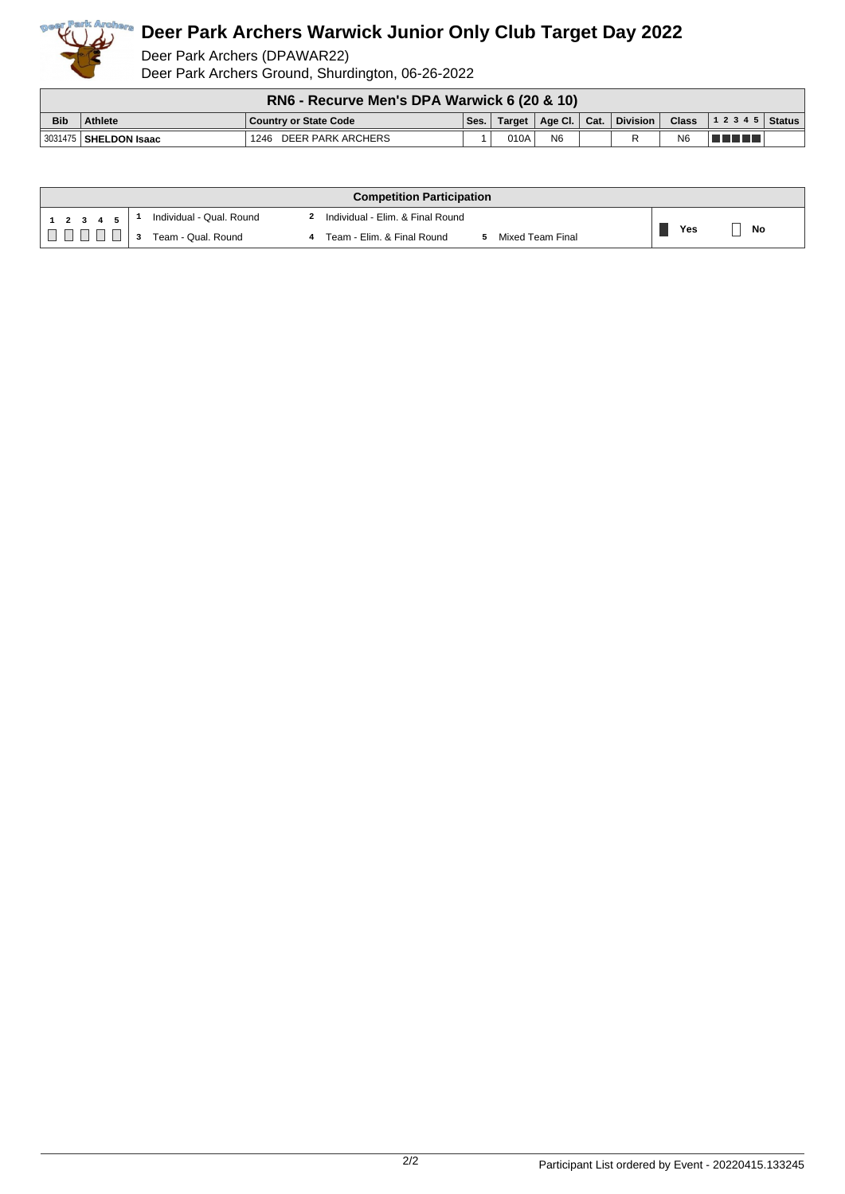# Deer Park Archers Warwick Junior Only Club Target Day 2022

Deer Park Archers (DPAWAR22)
Deer Park Archers Ground, Shurdington, 06-26-2022

| RN6 - Recurve Men's DPA Warwick 6 (20 & 10) | | | | | | | | | | | |
|---|---|---|---|---|---|---|---|---|---|---|---|
| **Bib** | **Athlete** | **Country or State Code** | **Ses.** | **Target** | **Age Cl.** | **Cat.** | **Division** | **Class** | **1 2 3 4 5** | **Status** |
| 3031475 | **SHELDON Isaac** | 1246 DEER PARK ARCHERS | 1 | 010A | N6 | | R | N6 | ■■■■■ | |

| Competition Participation | | | | |
|---|---|---|---|---|
| 1 2 3 4 5 | 1 Individual - Qual. Round | 2 Individual - Elim. & Final Round | | ■ Yes ☐ No |
| ☐☐☐☐☐ | 3 Team - Qual. Round | 4 Team - Elim. & Final Round | 5 Mixed Team Final | |

Participant List ordered by Event - 20220415.133245